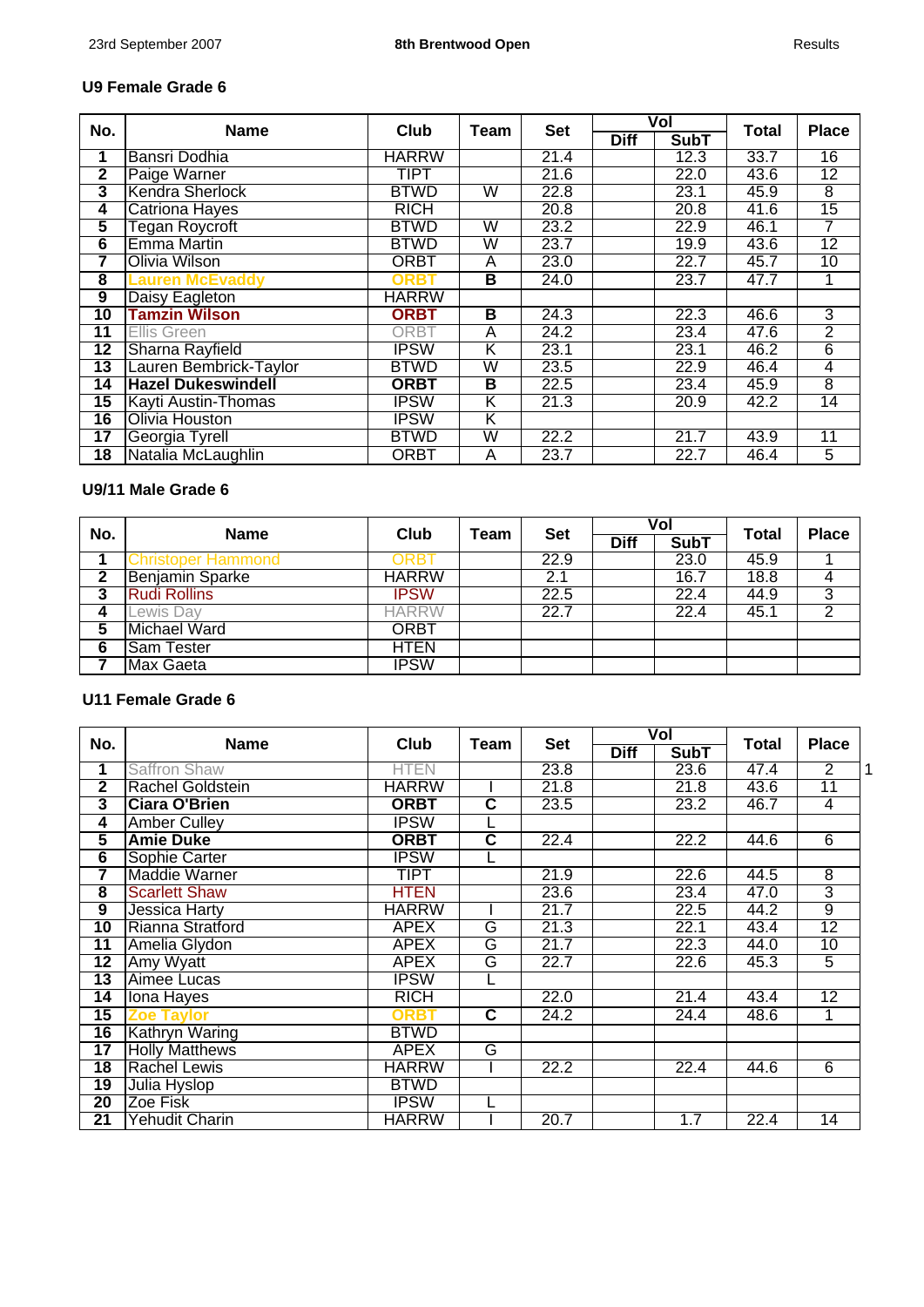23rd September 2007 — **8th Brentwood Open** — Results

### U9 Female Grade 6

| No. | Name | Club | Team | Set | Vol | | Total | Place |
|---|---|---|---|---|---|---|---|---|
| | | | | | Diff | SubT | | |
| 1 | Bansri Dodhia | HARRW | | 21.4 | | 12.3 | 33.7 | 16 |
| 2 | Paige Warner | TIPT | | 21.6 | | 22.0 | 43.6 | 12 |
| 3 | Kendra Sherlock | BTWD | W | 22.8 | | 23.1 | 45.9 | 8 |
| 4 | Catriona Hayes | RICH | | 20.8 | | 20.8 | 41.6 | 15 |
| 5 | Tegan Roycroft | BTWD | W | 23.2 | | 22.9 | 46.1 | 7 |
| 6 | Emma Martin | BTWD | W | 23.7 | | 19.9 | 43.6 | 12 |
| 7 | Olivia Wilson | ORBT | A | 23.0 | | 22.7 | 45.7 | 10 |
| 8 | **Lauren McEvaddy** | **ORBT** | **B** | 24.0 | | 23.7 | 47.7 | 1 |
| 9 | Daisy Eagleton | HARRW | | | | | | |
| 10 | **Tamzin Wilson** | **ORBT** | **B** | 24.3 | | 22.3 | 46.6 | 3 |
| 11 | Ellis Green | ORBT | A | 24.2 | | 23.4 | 47.6 | 2 |
| 12 | Sharna Rayfield | IPSW | K | 23.1 | | 23.1 | 46.2 | 6 |
| 13 | Lauren Bembrick-Taylor | BTWD | W | 23.5 | | 22.9 | 46.4 | 4 |
| 14 | **Hazel Dukeswindell** | **ORBT** | **B** | 22.5 | | 23.4 | 45.9 | 8 |
| 15 | Kayti Austin-Thomas | IPSW | K | 21.3 | | 20.9 | 42.2 | 14 |
| 16 | Olivia Houston | IPSW | K | | | | | |
| 17 | Georgia Tyrell | BTWD | W | 22.2 | | 21.7 | 43.9 | 11 |
| 18 | Natalia McLaughlin | ORBT | A | 23.7 | | 22.7 | 46.4 | 5 |

### U9/11 Male Grade 6

| No. | Name | Club | Team | Set | Vol | | Total | Place |
|---|---|---|---|---|---|---|---|---|
| | | | | | Diff | SubT | | |
| 1 | Christoper Hammond | ORBT | | 22.9 | | 23.0 | 45.9 | 1 |
| 2 | Benjamin Sparke | HARRW | | 2.1 | | 16.7 | 18.8 | 4 |
| 3 | Rudi Rollins | IPSW | | 22.5 | | 22.4 | 44.9 | 3 |
| 4 | Lewis Day | HARRW | | 22.7 | | 22.4 | 45.1 | 2 |
| 5 | Michael Ward | ORBT | | | | | | |
| 6 | Sam Tester | HTEN | | | | | | |
| 7 | Max Gaeta | IPSW | | | | | | |

### U11 Female Grade 6

| No. | Name | Club | Team | Set | Vol | | Total | Place |
|---|---|---|---|---|---|---|---|---|
| | | | | | Diff | SubT | | |
| 1 | Saffron Shaw | HTEN | | 23.8 | | 23.6 | 47.4 | 2 |
| 2 | Rachel Goldstein | HARRW | I | 21.8 | | 21.8 | 43.6 | 11 |
| 3 | **Ciara O'Brien** | **ORBT** | **C** | 23.5 | | 23.2 | 46.7 | 4 |
| 4 | Amber Culley | IPSW | L | | | | | |
| 5 | **Amie Duke** | **ORBT** | **C** | 22.4 | | 22.2 | 44.6 | 6 |
| 6 | Sophie Carter | IPSW | L | | | | | |
| 7 | Maddie Warner | TIPT | | 21.9 | | 22.6 | 44.5 | 8 |
| 8 | Scarlett Shaw | HTEN | | 23.6 | | 23.4 | 47.0 | 3 |
| 9 | Jessica Harty | HARRW | I | 21.7 | | 22.5 | 44.2 | 9 |
| 10 | Rianna Stratford | APEX | G | 21.3 | | 22.1 | 43.4 | 12 |
| 11 | Amelia Glydon | APEX | G | 21.7 | | 22.3 | 44.0 | 10 |
| 12 | Amy Wyatt | APEX | G | 22.7 | | 22.6 | 45.3 | 5 |
| 13 | Aimee Lucas | IPSW | L | | | | | |
| 14 | Iona Hayes | RICH | | 22.0 | | 21.4 | 43.4 | 12 |
| 15 | **Zoe Taylor** | **ORBT** | **C** | 24.2 | | 24.4 | 48.6 | 1 |
| 16 | Kathryn Waring | BTWD | | | | | | |
| 17 | Holly Matthews | APEX | G | | | | | |
| 18 | Rachel Lewis | HARRW | I | 22.2 | | 22.4 | 44.6 | 6 |
| 19 | Julia Hyslop | BTWD | | | | | | |
| 20 | Zoe Fisk | IPSW | L | | | | | |
| 21 | Yehudit Charin | HARRW | I | 20.7 | | 1.7 | 22.4 | 14 |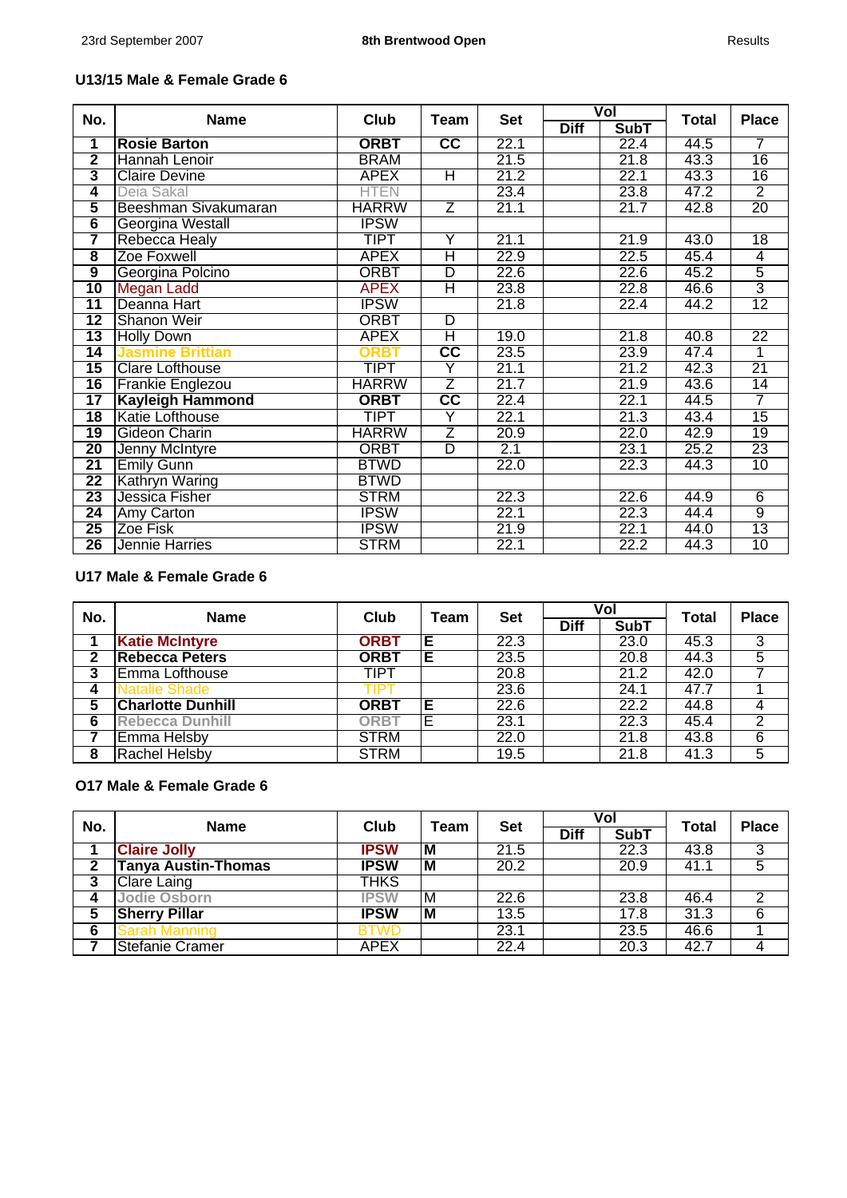### U13/15 Male & Female Grade 6

| No. | Name | Club | Team | Set | Vol | | Total | Place |
|---|---|---|---|---|---|---|---|---|
| | | | | | Diff | SubT | | |
| 1 | **Rosie Barton** | **ORBT** | **CC** | 22.1 | | 22.4 | 44.5 | 7 |
| 2 | Hannah Lenoir | BRAM | | 21.5 | | 21.8 | 43.3 | 16 |
| 3 | Claire Devine | APEX | H | 21.2 | | 22.1 | 43.3 | 16 |
| 4 | Deia Sakal | HTEN | | 23.4 | | 23.8 | 47.2 | 2 |
| 5 | Beeshman Sivakumaran | HARRW | Z | 21.1 | | 21.7 | 42.8 | 20 |
| 6 | Georgina Westall | IPSW | | | | | | |
| 7 | Rebecca Healy | TIPT | Y | 21.1 | | 21.9 | 43.0 | 18 |
| 8 | Zoe Foxwell | APEX | H | 22.9 | | 22.5 | 45.4 | 4 |
| 9 | Georgina Polcino | ORBT | D | 22.6 | | 22.6 | 45.2 | 5 |
| 10 | Megan Ladd | APEX | H | 23.8 | | 22.8 | 46.6 | 3 |
| 11 | Deanna Hart | IPSW | | 21.8 | | 22.4 | 44.2 | 12 |
| 12 | Shanon Weir | ORBT | D | | | | | |
| 13 | Holly Down | APEX | H | 19.0 | | 21.8 | 40.8 | 22 |
| 14 | **Jasmine Brittian** | **ORBT** | **CC** | 23.5 | | 23.9 | 47.4 | 1 |
| 15 | Clare Lofthouse | TIPT | Y | 21.1 | | 21.2 | 42.3 | 21 |
| 16 | Frankie Englezou | HARRW | Z | 21.7 | | 21.9 | 43.6 | 14 |
| 17 | **Kayleigh Hammond** | **ORBT** | **CC** | 22.4 | | 22.1 | 44.5 | 7 |
| 18 | Katie Lofthouse | TIPT | Y | 22.1 | | 21.3 | 43.4 | 15 |
| 19 | Gideon Charin | HARRW | Z | 20.9 | | 22.0 | 42.9 | 19 |
| 20 | Jenny McIntyre | ORBT | D | 2.1 | | 23.1 | 25.2 | 23 |
| 21 | Emily Gunn | BTWD | | 22.0 | | 22.3 | 44.3 | 10 |
| 22 | Kathryn Waring | BTWD | | | | | | |
| 23 | Jessica Fisher | STRM | | 22.3 | | 22.6 | 44.9 | 6 |
| 24 | Amy Carton | IPSW | | 22.1 | | 22.3 | 44.4 | 9 |
| 25 | Zoe Fisk | IPSW | | 21.9 | | 22.1 | 44.0 | 13 |
| 26 | Jennie Harries | STRM | | 22.1 | | 22.2 | 44.3 | 10 |

### U17 Male & Female Grade 6

| No. | Name | Club | Team | Set | Vol | | Total | Place |
|---|---|---|---|---|---|---|---|---|
| | | | | | Diff | SubT | | |
| 1 | **Katie McIntyre** | **ORBT** | **E** | 22.3 | | 23.0 | 45.3 | 3 |
| 2 | **Rebecca Peters** | **ORBT** | **E** | 23.5 | | 20.8 | 44.3 | 5 |
| 3 | Emma Lofthouse | TIPT | | 20.8 | | 21.2 | 42.0 | 7 |
| 4 | Natalie Shade | TIPT | | 23.6 | | 24.1 | 47.7 | 1 |
| 5 | **Charlotte Dunhill** | **ORBT** | **E** | 22.6 | | 22.2 | 44.8 | 4 |
| 6 | **Rebecca Dunhill** | **ORBT** | E | 23.1 | | 22.3 | 45.4 | 2 |
| 7 | Emma Helsby | STRM | | 22.0 | | 21.8 | 43.8 | 6 |
| 8 | Rachel Helsby | STRM | | 19.5 | | 21.8 | 41.3 | 5 |

### O17 Male & Female Grade 6

| No. | Name | Club | Team | Set | Vol | | Total | Place |
|---|---|---|---|---|---|---|---|---|
| | | | | | Diff | SubT | | |
| 1 | **Claire Jolly** | **IPSW** | **M** | 21.5 | | 22.3 | 43.8 | 3 |
| 2 | **Tanya Austin-Thomas** | **IPSW** | **M** | 20.2 | | 20.9 | 41.1 | 5 |
| 3 | Clare Laing | THKS | | | | | | |
| 4 | **Jodie Osborn** | **IPSW** | M | 22.6 | | 23.8 | 46.4 | 2 |
| 5 | **Sherry Pillar** | **IPSW** | **M** | 13.5 | | 17.8 | 31.3 | 6 |
| 6 | Sarah Manning | BTWD | | 23.1 | | 23.5 | 46.6 | 1 |
| 7 | Stefanie Cramer | APEX | | 22.4 | | 20.3 | 42.7 | 4 |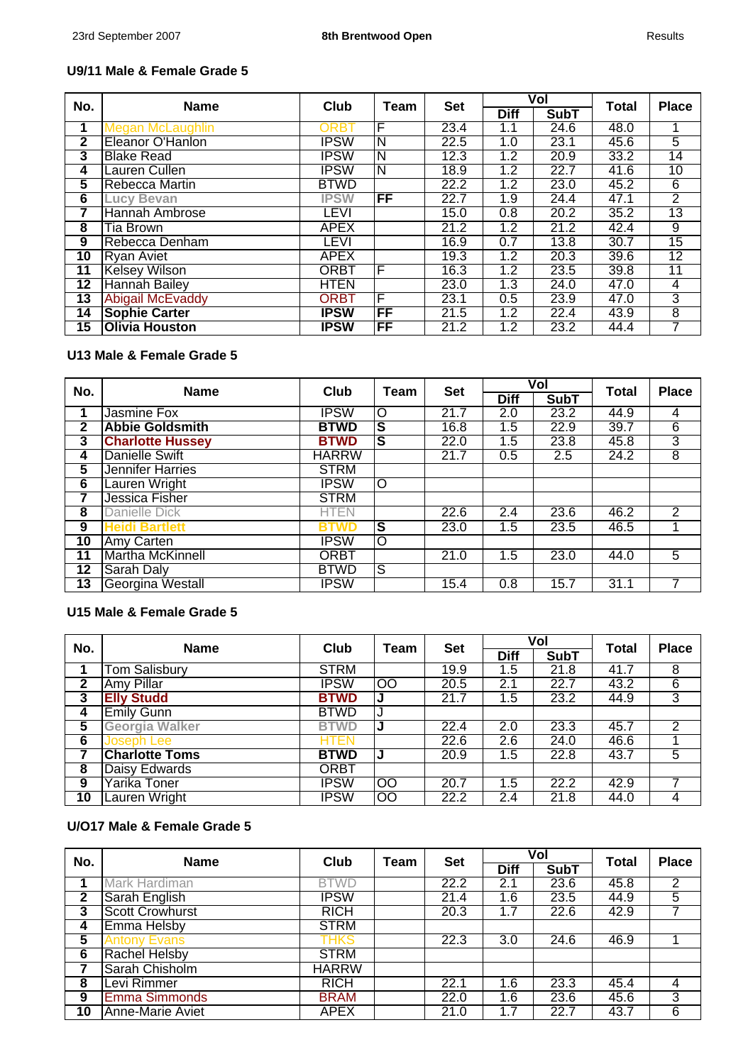## U9/11 Male & Female Grade 5

| No. | Name | Club | Team | Set | Vol | | Total | Place |
|---|---|---|---|---|---|---|---|---|
| | | | | | Diff | SubT | | |
| 1 | Megan McLaughlin | ORBT | F | 23.4 | 1.1 | 24.6 | 48.0 | 1 |
| 2 | Eleanor O'Hanlon | IPSW | N | 22.5 | 1.0 | 23.1 | 45.6 | 5 |
| 3 | Blake Read | IPSW | N | 12.3 | 1.2 | 20.9 | 33.2 | 14 |
| 4 | Lauren Cullen | IPSW | N | 18.9 | 1.2 | 22.7 | 41.6 | 10 |
| 5 | Rebecca Martin | BTWD | | 22.2 | 1.2 | 23.0 | 45.2 | 6 |
| 6 | **Lucy Bevan** | **IPSW** | **FF** | 22.7 | 1.9 | 24.4 | 47.1 | 2 |
| 7 | Hannah Ambrose | LEVI | | 15.0 | 0.8 | 20.2 | 35.2 | 13 |
| 8 | Tia Brown | APEX | | 21.2 | 1.2 | 21.2 | 42.4 | 9 |
| 9 | Rebecca Denham | LEVI | | 16.9 | 0.7 | 13.8 | 30.7 | 15 |
| 10 | Ryan Aviet | APEX | | 19.3 | 1.2 | 20.3 | 39.6 | 12 |
| 11 | Kelsey Wilson | ORBT | F | 16.3 | 1.2 | 23.5 | 39.8 | 11 |
| 12 | Hannah Bailey | HTEN | | 23.0 | 1.3 | 24.0 | 47.0 | 4 |
| 13 | Abigail McEvaddy | ORBT | F | 23.1 | 0.5 | 23.9 | 47.0 | 3 |
| 14 | **Sophie Carter** | **IPSW** | **FF** | 21.5 | 1.2 | 22.4 | 43.9 | 8 |
| 15 | **Olivia Houston** | **IPSW** | **FF** | 21.2 | 1.2 | 23.2 | 44.4 | 7 |

## U13 Male & Female Grade 5

| No. | Name | Club | Team | Set | Vol | | Total | Place |
|---|---|---|---|---|---|---|---|---|
| | | | | | Diff | SubT | | |
| 1 | Jasmine Fox | IPSW | O | 21.7 | 2.0 | 23.2 | 44.9 | 4 |
| 2 | **Abbie Goldsmith** | **BTWD** | **S** | 16.8 | 1.5 | 22.9 | 39.7 | 6 |
| 3 | **Charlotte Hussey** | **BTWD** | **S** | 22.0 | 1.5 | 23.8 | 45.8 | 3 |
| 4 | Danielle Swift | HARRW | | 21.7 | 0.5 | 2.5 | 24.2 | 8 |
| 5 | Jennifer Harries | STRM | | | | | | |
| 6 | Lauren Wright | IPSW | O | | | | | |
| 7 | Jessica Fisher | STRM | | | | | | |
| 8 | Danielle Dick | HTEN | | 22.6 | 2.4 | 23.6 | 46.2 | 2 |
| 9 | **Heidi Bartlett** | **BTWD** | **S** | 23.0 | 1.5 | 23.5 | 46.5 | 1 |
| 10 | Amy Carten | IPSW | O | | | | | |
| 11 | Martha McKinnell | ORBT | | 21.0 | 1.5 | 23.0 | 44.0 | 5 |
| 12 | Sarah Daly | BTWD | S | | | | | |
| 13 | Georgina Westall | IPSW | | 15.4 | 0.8 | 15.7 | 31.1 | 7 |

## U15 Male & Female Grade 5

| No. | Name | Club | Team | Set | Vol | | Total | Place |
|---|---|---|---|---|---|---|---|---|
| | | | | | Diff | SubT | | |
| 1 | Tom Salisbury | STRM | | 19.9 | 1.5 | 21.8 | 41.7 | 8 |
| 2 | Amy Pillar | IPSW | OO | 20.5 | 2.1 | 22.7 | 43.2 | 6 |
| 3 | **Elly Studd** | **BTWD** | **J** | 21.7 | 1.5 | 23.2 | 44.9 | 3 |
| 4 | Emily Gunn | BTWD | J | | | | | |
| 5 | **Georgia Walker** | **BTWD** | **J** | 22.4 | 2.0 | 23.3 | 45.7 | 2 |
| 6 | Joseph Lee | HTEN | | 22.6 | 2.6 | 24.0 | 46.6 | 1 |
| 7 | **Charlotte Toms** | **BTWD** | **J** | 20.9 | 1.5 | 22.8 | 43.7 | 5 |
| 8 | Daisy Edwards | ORBT | | | | | | |
| 9 | Yarika Toner | IPSW | OO | 20.7 | 1.5 | 22.2 | 42.9 | 7 |
| 10 | Lauren Wright | IPSW | OO | 22.2 | 2.4 | 21.8 | 44.0 | 4 |

## U/O17 Male & Female Grade 5

| No. | Name | Club | Team | Set | Vol | | Total | Place |
|---|---|---|---|---|---|---|---|---|
| | | | | | Diff | SubT | | |
| 1 | Mark Hardiman | BTWD | | 22.2 | 2.1 | 23.6 | 45.8 | 2 |
| 2 | Sarah English | IPSW | | 21.4 | 1.6 | 23.5 | 44.9 | 5 |
| 3 | Scott Crowhurst | RICH | | 20.3 | 1.7 | 22.6 | 42.9 | 7 |
| 4 | Emma Helsby | STRM | | | | | | |
| 5 | Antony Evans | THKS | | 22.3 | 3.0 | 24.6 | 46.9 | 1 |
| 6 | Rachel Helsby | STRM | | | | | | |
| 7 | Sarah Chisholm | HARRW | | | | | | |
| 8 | Levi Rimmer | RICH | | 22.1 | 1.6 | 23.3 | 45.4 | 4 |
| 9 | Emma Simmonds | BRAM | | 22.0 | 1.6 | 23.6 | 45.6 | 3 |
| 10 | Anne-Marie Aviet | APEX | | 21.0 | 1.7 | 22.7 | 43.7 | 6 |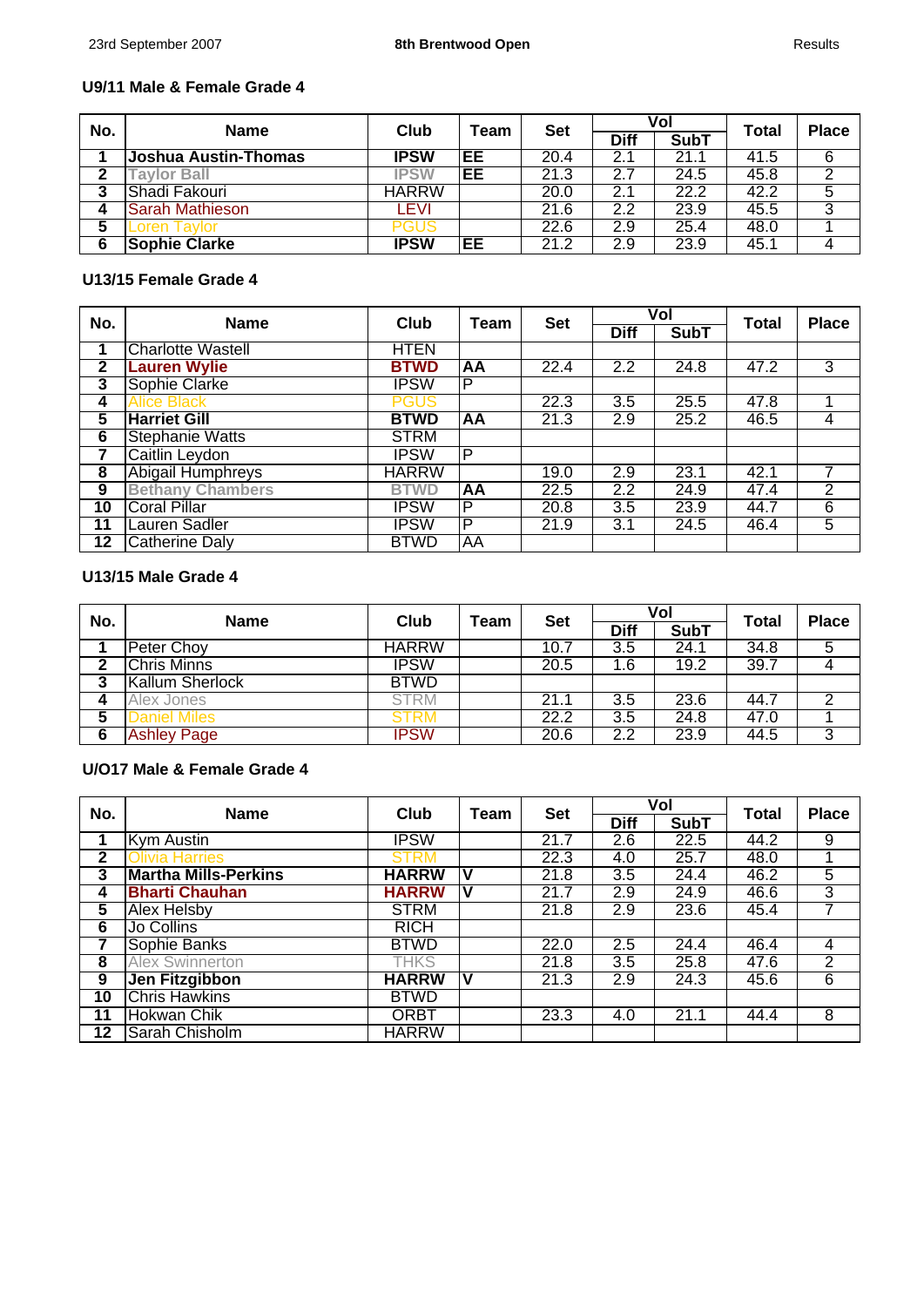## U9/11 Male & Female Grade 4

| No. | Name | Club | Team | Set | Vol | | Total | Place |
|---|---|---|---|---|---|---|---|---|
| | | | | | Diff | SubT | | |
| 1 | **Joshua Austin-Thomas** | **IPSW** | **EE** | 20.4 | 2.1 | 21.1 | 41.5 | 6 |
| 2 | **Taylor Ball** | **IPSW** | **EE** | 21.3 | 2.7 | 24.5 | 45.8 | 2 |
| 3 | Shadi Fakouri | HARRW | | 20.0 | 2.1 | 22.2 | 42.2 | 5 |
| 4 | Sarah Mathieson | LEVI | | 21.6 | 2.2 | 23.9 | 45.5 | 3 |
| 5 | Loren Taylor | PGUS | | 22.6 | 2.9 | 25.4 | 48.0 | 1 |
| 6 | **Sophie Clarke** | **IPSW** | **EE** | 21.2 | 2.9 | 23.9 | 45.1 | 4 |

## U13/15 Female Grade 4

| No. | Name | Club | Team | Set | Vol | | Total | Place |
|---|---|---|---|---|---|---|---|---|
| | | | | | Diff | SubT | | |
| 1 | Charlotte Wastell | HTEN | | | | | | |
| 2 | **Lauren Wylie** | **BTWD** | **AA** | 22.4 | 2.2 | 24.8 | 47.2 | 3 |
| 3 | Sophie Clarke | IPSW | P | | | | | |
| 4 | Alice Black | PGUS | | 22.3 | 3.5 | 25.5 | 47.8 | 1 |
| 5 | **Harriet Gill** | **BTWD** | **AA** | 21.3 | 2.9 | 25.2 | 46.5 | 4 |
| 6 | Stephanie Watts | STRM | | | | | | |
| 7 | Caitlin Leydon | IPSW | P | | | | | |
| 8 | Abigail Humphreys | HARRW | | 19.0 | 2.9 | 23.1 | 42.1 | 7 |
| 9 | **Bethany Chambers** | **BTWD** | **AA** | 22.5 | 2.2 | 24.9 | 47.4 | 2 |
| 10 | Coral Pillar | IPSW | P | 20.8 | 3.5 | 23.9 | 44.7 | 6 |
| 11 | Lauren Sadler | IPSW | P | 21.9 | 3.1 | 24.5 | 46.4 | 5 |
| 12 | Catherine Daly | BTWD | AA | | | | | |

## U13/15 Male Grade 4

| No. | Name | Club | Team | Set | Vol | | Total | Place |
|---|---|---|---|---|---|---|---|---|
| | | | | | Diff | SubT | | |
| 1 | Peter Choy | HARRW | | 10.7 | 3.5 | 24.1 | 34.8 | 5 |
| 2 | Chris Minns | IPSW | | 20.5 | 1.6 | 19.2 | 39.7 | 4 |
| 3 | Kallum Sherlock | BTWD | | | | | | |
| 4 | Alex Jones | STRM | | 21.1 | 3.5 | 23.6 | 44.7 | 2 |
| 5 | Daniel Miles | STRM | | 22.2 | 3.5 | 24.8 | 47.0 | 1 |
| 6 | Ashley Page | IPSW | | 20.6 | 2.2 | 23.9 | 44.5 | 3 |

## U/O17 Male & Female Grade 4

| No. | Name | Club | Team | Set | Vol | | Total | Place |
|---|---|---|---|---|---|---|---|---|
| | | | | | Diff | SubT | | |
| 1 | Kym Austin | IPSW | | 21.7 | 2.6 | 22.5 | 44.2 | 9 |
| 2 | Olivia Harries | STRM | | 22.3 | 4.0 | 25.7 | 48.0 | 1 |
| 3 | **Martha Mills-Perkins** | **HARRW** | **V** | 21.8 | 3.5 | 24.4 | 46.2 | 5 |
| 4 | **Bharti Chauhan** | **HARRW** | **V** | 21.7 | 2.9 | 24.9 | 46.6 | 3 |
| 5 | Alex Helsby | STRM | | 21.8 | 2.9 | 23.6 | 45.4 | 7 |
| 6 | Jo Collins | RICH | | | | | | |
| 7 | Sophie Banks | BTWD | | 22.0 | 2.5 | 24.4 | 46.4 | 4 |
| 8 | Alex Swinnerton | THKS | | 21.8 | 3.5 | 25.8 | 47.6 | 2 |
| 9 | **Jen Fitzgibbon** | **HARRW** | **V** | 21.3 | 2.9 | 24.3 | 45.6 | 6 |
| 10 | Chris Hawkins | BTWD | | | | | | |
| 11 | Hokwan Chik | ORBT | | 23.3 | 4.0 | 21.1 | 44.4 | 8 |
| 12 | Sarah Chisholm | HARRW | | | | | | |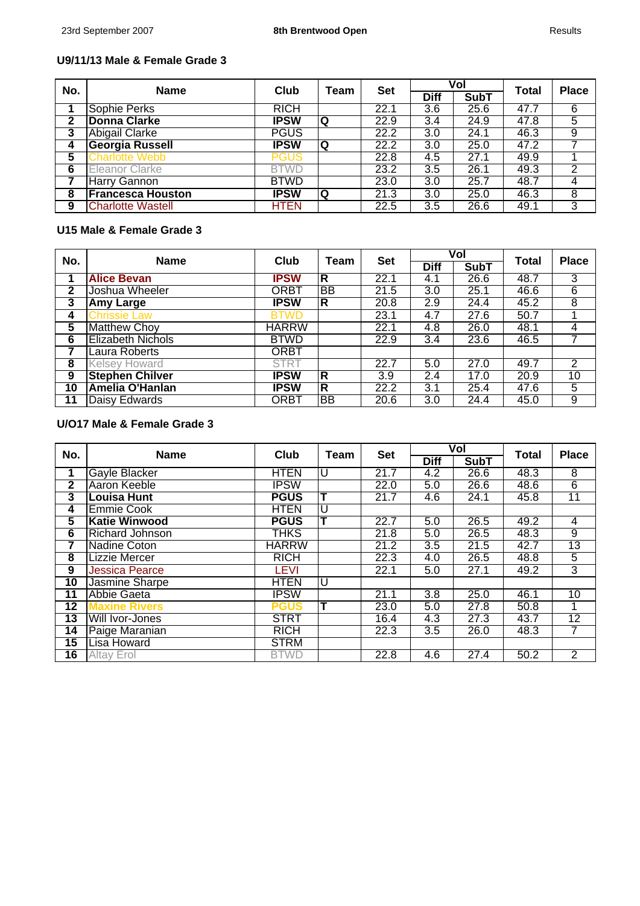### U9/11/13 Male & Female Grade 3

| No. | Name | Club | Team | Set | Vol | | Total | Place |
|---|---|---|---|---|---|---|---|---|
| | | | | | Diff | SubT | | |
| 1 | Sophie Perks | RICH | | 22.1 | 3.6 | 25.6 | 47.7 | 6 |
| 2 | **Donna Clarke** | **IPSW** | **Q** | 22.9 | 3.4 | 24.9 | 47.8 | 5 |
| 3 | Abigail Clarke | PGUS | | 22.2 | 3.0 | 24.1 | 46.3 | 9 |
| 4 | **Georgia Russell** | **IPSW** | **Q** | 22.2 | 3.0 | 25.0 | 47.2 | 7 |
| 5 | Charlotte Webb | PGUS | | 22.8 | 4.5 | 27.1 | 49.9 | 1 |
| 6 | Eleanor Clarke | BTWD | | 23.2 | 3.5 | 26.1 | 49.3 | 2 |
| 7 | Harry Gannon | BTWD | | 23.0 | 3.0 | 25.7 | 48.7 | 4 |
| 8 | **Francesca Houston** | **IPSW** | **Q** | 21.3 | 3.0 | 25.0 | 46.3 | 8 |
| 9 | Charlotte Wastell | HTEN | | 22.5 | 3.5 | 26.6 | 49.1 | 3 |

### U15 Male & Female Grade 3

| No. | Name | Club | Team | Set | Vol | | Total | Place |
|---|---|---|---|---|---|---|---|---|
| | | | | | Diff | SubT | | |
| 1 | **Alice Bevan** | **IPSW** | **R** | 22.1 | 4.1 | 26.6 | 48.7 | 3 |
| 2 | Joshua Wheeler | ORBT | BB | 21.5 | 3.0 | 25.1 | 46.6 | 6 |
| 3 | **Amy Large** | **IPSW** | **R** | 20.8 | 2.9 | 24.4 | 45.2 | 8 |
| 4 | Chrissie Law | BTWD | | 23.1 | 4.7 | 27.6 | 50.7 | 1 |
| 5 | Matthew Choy | HARRW | | 22.1 | 4.8 | 26.0 | 48.1 | 4 |
| 6 | Elizabeth Nichols | BTWD | | 22.9 | 3.4 | 23.6 | 46.5 | 7 |
| 7 | Laura Roberts | ORBT | | | | | | |
| 8 | Kelsey Howard | STRT | | 22.7 | 5.0 | 27.0 | 49.7 | 2 |
| 9 | **Stephen Chilver** | **IPSW** | **R** | 3.9 | 2.4 | 17.0 | 20.9 | 10 |
| 10 | **Amelia O'Hanlan** | **IPSW** | **R** | 22.2 | 3.1 | 25.4 | 47.6 | 5 |
| 11 | Daisy Edwards | ORBT | BB | 20.6 | 3.0 | 24.4 | 45.0 | 9 |

### U/O17 Male & Female Grade 3

| No. | Name | Club | Team | Set | Vol | | Total | Place |
|---|---|---|---|---|---|---|---|---|
| | | | | | Diff | SubT | | |
| 1 | Gayle Blacker | HTEN | U | 21.7 | 4.2 | 26.6 | 48.3 | 8 |
| 2 | Aaron Keeble | IPSW | | 22.0 | 5.0 | 26.6 | 48.6 | 6 |
| 3 | **Louisa Hunt** | **PGUS** | **T** | 21.7 | 4.6 | 24.1 | 45.8 | 11 |
| 4 | Emmie Cook | HTEN | U | | | | | |
| 5 | **Katie Winwood** | **PGUS** | **T** | 22.7 | 5.0 | 26.5 | 49.2 | 4 |
| 6 | Richard Johnson | THKS | | 21.8 | 5.0 | 26.5 | 48.3 | 9 |
| 7 | Nadine Coton | HARRW | | 21.2 | 3.5 | 21.5 | 42.7 | 13 |
| 8 | Lizzie Mercer | RICH | | 22.3 | 4.0 | 26.5 | 48.8 | 5 |
| 9 | Jessica Pearce | LEVI | | 22.1 | 5.0 | 27.1 | 49.2 | 3 |
| 10 | Jasmine Sharpe | HTEN | U | | | | | |
| 11 | Abbie Gaeta | IPSW | | 21.1 | 3.8 | 25.0 | 46.1 | 10 |
| 12 | **Maxine Rivers** | **PGUS** | **T** | 23.0 | 5.0 | 27.8 | 50.8 | 1 |
| 13 | Will Ivor-Jones | STRT | | 16.4 | 4.3 | 27.3 | 43.7 | 12 |
| 14 | Paige Maranian | RICH | | 22.3 | 3.5 | 26.0 | 48.3 | 7 |
| 15 | Lisa Howard | STRM | | | | | | |
| 16 | Altay Erol | BTWD | | 22.8 | 4.6 | 27.4 | 50.2 | 2 |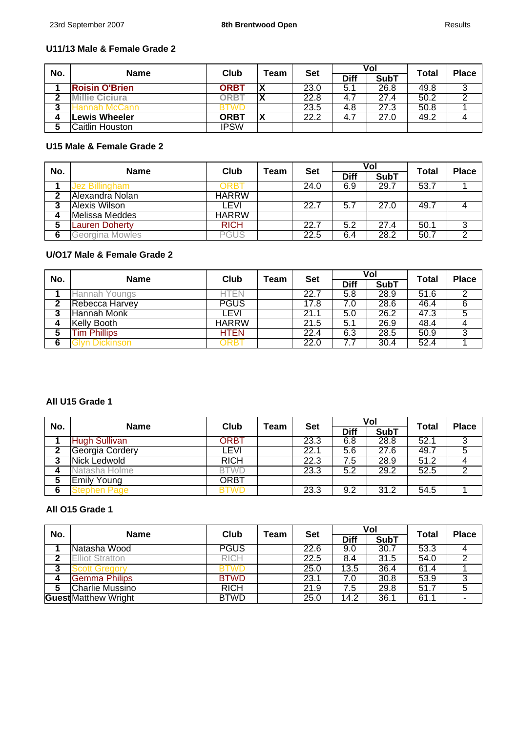## U11/13 Male & Female Grade 2

| No. | Name | Club | Team | Set | Vol | | Total | Place |
|---|---|---|---|---|---|---|---|---|
| | | | | | Diff | SubT | | |
| 1 | **Roisin O'Brien** | **ORBT** | X | 23.0 | 5.1 | 26.8 | 49.8 | 3 |
| 2 | **Millie Ciciura** | ORBT | X | 22.8 | 4.7 | 27.4 | 50.2 | 2 |
| 3 | Hannah McCann | BTWD | | 23.5 | 4.8 | 27.3 | 50.8 | 1 |
| 4 | **Lewis Wheeler** | **ORBT** | X | 22.2 | 4.7 | 27.0 | 49.2 | 4 |
| 5 | Caitlin Houston | IPSW | | | | | | |

## U15 Male & Female Grade 2

| No. | Name | Club | Team | Set | Vol | | Total | Place |
|---|---|---|---|---|---|---|---|---|
| | | | | | Diff | SubT | | |
| 1 | Jez Billingham | ORBT | | 24.0 | 6.9 | 29.7 | 53.7 | 1 |
| 2 | Alexandra Nolan | HARRW | | | | | | |
| 3 | Alexis Wilson | LEVI | | 22.7 | 5.7 | 27.0 | 49.7 | 4 |
| 4 | Melissa Meddes | HARRW | | | | | | |
| 5 | Lauren Doherty | RICH | | 22.7 | 5.2 | 27.4 | 50.1 | 3 |
| 6 | Georgina Mowles | PGUS | | 22.5 | 6.4 | 28.2 | 50.7 | 2 |

## U/O17 Male & Female Grade 2

| No. | Name | Club | Team | Set | Vol | | Total | Place |
|---|---|---|---|---|---|---|---|---|
| | | | | | Diff | SubT | | |
| 1 | Hannah Youngs | HTEN | | 22.7 | 5.8 | 28.9 | 51.6 | 2 |
| 2 | Rebecca Harvey | PGUS | | 17.8 | 7.0 | 28.6 | 46.4 | 6 |
| 3 | Hannah Monk | LEVI | | 21.1 | 5.0 | 26.2 | 47.3 | 5 |
| 4 | Kelly Booth | HARRW | | 21.5 | 5.1 | 26.9 | 48.4 | 4 |
| 5 | Tim Phillips | HTEN | | 22.4 | 6.3 | 28.5 | 50.9 | 3 |
| 6 | Glyn Dickinson | ORBT | | 22.0 | 7.7 | 30.4 | 52.4 | 1 |

## All U15 Grade 1

| No. | Name | Club | Team | Set | Vol | | Total | Place |
|---|---|---|---|---|---|---|---|---|
| | | | | | Diff | SubT | | |
| 1 | Hugh Sullivan | ORBT | | 23.3 | 6.8 | 28.8 | 52.1 | 3 |
| 2 | Georgia Cordery | LEVI | | 22.1 | 5.6 | 27.6 | 49.7 | 5 |
| 3 | Nick Ledwold | RICH | | 22.3 | 7.5 | 28.9 | 51.2 | 4 |
| 4 | Natasha Holme | BTWD | | 23.3 | 5.2 | 29.2 | 52.5 | 2 |
| 5 | Emily Young | ORBT | | | | | | |
| 6 | Stephen Page | BTWD | | 23.3 | 9.2 | 31.2 | 54.5 | 1 |

## All O15 Grade 1

| No. | Name | Club | Team | Set | Vol | | Total | Place |
|---|---|---|---|---|---|---|---|---|
| | | | | | Diff | SubT | | |
| 1 | Natasha Wood | PGUS | | 22.6 | 9.0 | 30.7 | 53.3 | 4 |
| 2 | Elliot Stratton | RICH | | 22.5 | 8.4 | 31.5 | 54.0 | 2 |
| 3 | Scott Gregory | BTWD | | 25.0 | 13.5 | 36.4 | 61.4 | 1 |
| 4 | Gemma Philips | BTWD | | 23.1 | 7.0 | 30.8 | 53.9 | 3 |
| 5 | Charlie Mussino | RICH | | 21.9 | 7.5 | 29.8 | 51.7 | 5 |
| Guest | Matthew Wright | BTWD | | 25.0 | 14.2 | 36.1 | 61.1 | - |